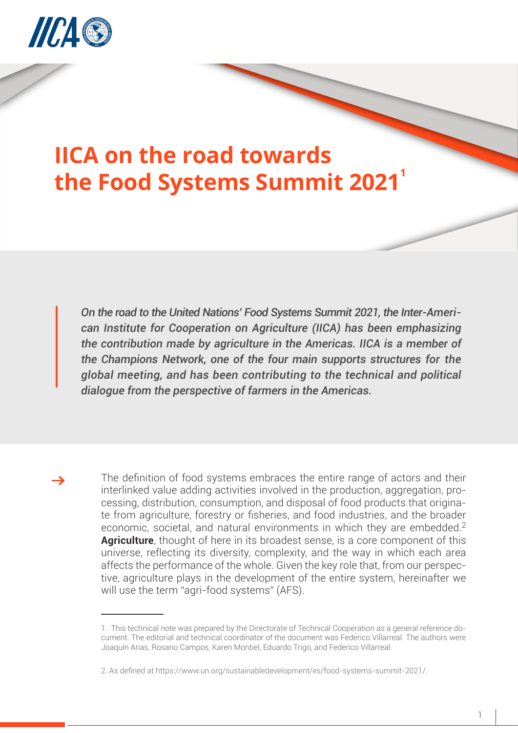# IICA on the road towards the Food Systems Summit 2021[1]

*On the road to the United Nations' Food Systems Summit 2021, the Inter-American Institute for Cooperation on Agriculture (IICA) has been emphasizing the contribution made by agriculture in the Americas. IICA is a member of the Champions Network, one of the four main supports structures for the global meeting, and has been contributing to the technical and political dialogue from the perspective of farmers in the Americas.*

→ The definition of food systems embraces the entire range of actors and their interlinked value adding activities involved in the production, aggregation, processing, distribution, consumption, and disposal of food products that originate from agriculture, forestry or fisheries, and food industries, and the broader economic, societal, and natural environments in which they are embedded.[2] **Agriculture**, thought of here in its broadest sense, is a core component of this universe, reflecting its diversity, complexity, and the way in which each area affects the performance of the whole. Given the key role that, from our perspective, agriculture plays in the development of the entire system, hereinafter we will use the term "agri-food systems" (AFS).

---

1. This technical note was prepared by the Directorate of Technical Cooperation as a general reference document. The editorial and technical coordinator of the document was Federico Villarreal. The authors were Joaquín Arias, Rosario Campos, Karen Montiel, Eduardo Trigo, and Federico Villarreal.

2. As defined at https://www.un.org/sustainabledevelopment/es/food-systems-summit-2021/.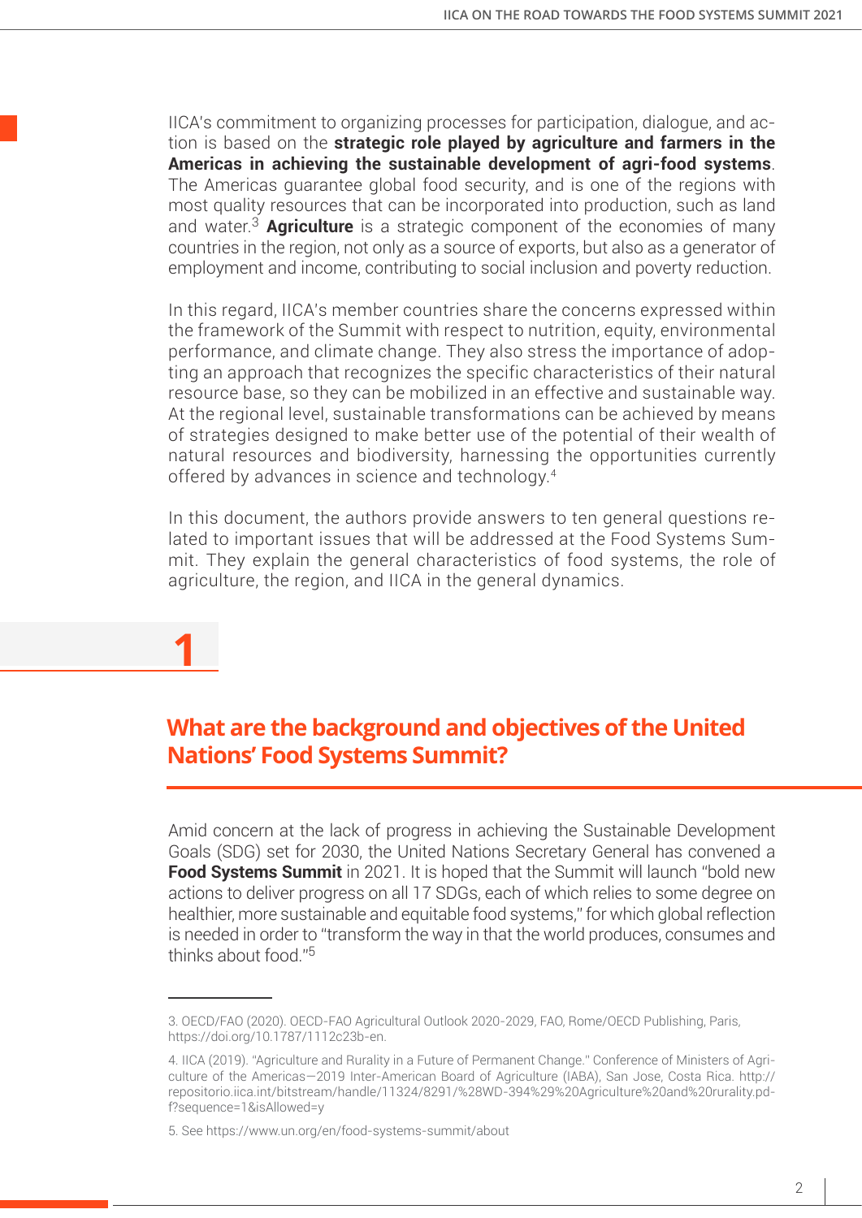IICA's commitment to organizing processes for participation, dialogue, and action is based on the **strategic role played by agriculture and farmers in the Americas in achieving the sustainable development of agri-food systems**. The Americas guarantee global food security, and is one of the regions with most quality resources that can be incorporated into production, such as land and water.[3] **Agriculture** is a strategic component of the economies of many countries in the region, not only as a source of exports, but also as a generator of employment and income, contributing to social inclusion and poverty reduction.

In this regard, IICA's member countries share the concerns expressed within the framework of the Summit with respect to nutrition, equity, environmental performance, and climate change. They also stress the importance of adopting an approach that recognizes the specific characteristics of their natural resource base, so they can be mobilized in an effective and sustainable way. At the regional level, sustainable transformations can be achieved by means of strategies designed to make better use of the potential of their wealth of natural resources and biodiversity, harnessing the opportunities currently offered by advances in science and technology.[4]

In this document, the authors provide answers to ten general questions related to important issues that will be addressed at the Food Systems Summit. They explain the general characteristics of food systems, the role of agriculture, the region, and IICA in the general dynamics.

# 1

## What are the background and objectives of the United Nations' Food Systems Summit?

Amid concern at the lack of progress in achieving the Sustainable Development Goals (SDG) set for 2030, the United Nations Secretary General has convened a **Food Systems Summit** in 2021. It is hoped that the Summit will launch "bold new actions to deliver progress on all 17 SDGs, each of which relies to some degree on healthier, more sustainable and equitable food systems," for which global reflection is needed in order to "transform the way in that the world produces, consumes and thinks about food."[5]

---

3. OECD/FAO (2020). OECD-FAO Agricultural Outlook 2020-2029, FAO, Rome/OECD Publishing, Paris, https://doi.org/10.1787/1112c23b-en.

4. IICA (2019). "Agriculture and Rurality in a Future of Permanent Change." Conference of Ministers of Agriculture of the Americas—2019 Inter-American Board of Agriculture (IABA), San Jose, Costa Rica. http://repositorio.iica.int/bitstream/handle/11324/8291/%28WD-394%29%20Agriculture%20and%20rurality.pdf?sequence=1&isAllowed=y

5. See https://www.un.org/en/food-systems-summit/about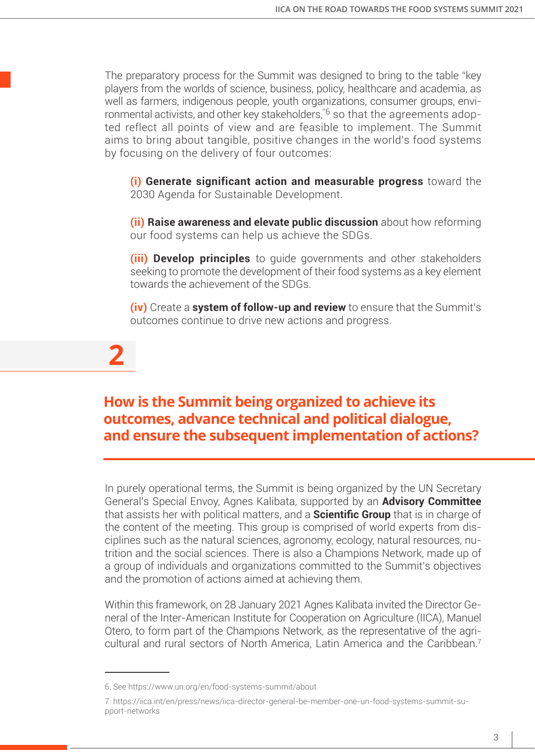The preparatory process for the Summit was designed to bring to the table "key players from the worlds of science, business, policy, healthcare and academia, as well as farmers, indigenous people, youth organizations, consumer groups, environmental activists, and other key stakeholders,"[6] so that the agreements adopted reflect all points of view and are feasible to implement. The Summit aims to bring about tangible, positive changes in the world's food systems by focusing on the delivery of four outcomes:

**(i) Generate significant action and measurable progress** toward the 2030 Agenda for Sustainable Development.

**(ii) Raise awareness and elevate public discussion** about how reforming our food systems can help us achieve the SDGs.

**(iii) Develop principles** to guide governments and other stakeholders seeking to promote the development of their food systems as a key element towards the achievement of the SDGs.

**(iv)** Create a **system of follow-up and review** to ensure that the Summit's outcomes continue to drive new actions and progress.

## 2

## How is the Summit being organized to achieve its outcomes, advance technical and political dialogue, and ensure the subsequent implementation of actions?

In purely operational terms, the Summit is being organized by the UN Secretary General's Special Envoy, Agnes Kalibata, supported by an **Advisory Committee** that assists her with political matters, and a **Scientific Group** that is in charge of the content of the meeting. This group is comprised of world experts from disciplines such as the natural sciences, agronomy, ecology, natural resources, nutrition and the social sciences. There is also a Champions Network, made up of a group of individuals and organizations committed to the Summit's objectives and the promotion of actions aimed at achieving them.

Within this framework, on 28 January 2021 Agnes Kalibata invited the Director General of the Inter-American Institute for Cooperation on Agriculture (IICA), Manuel Otero, to form part of the Champions Network, as the representative of the agricultural and rural sectors of North America, Latin America and the Caribbean.[7]

---

6. See https://www.un.org/en/food-systems-summit/about

7. https://iica.int/en/press/news/iica-director-general-be-member-one-un-food-systems-summit-support-networks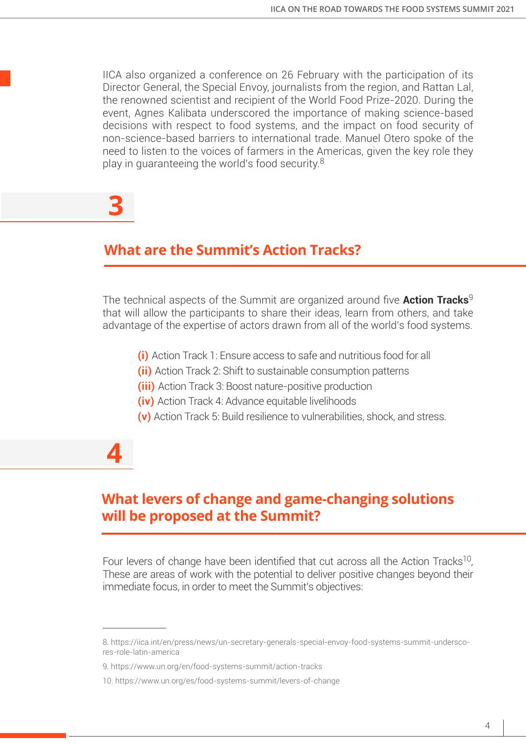IICA also organized a conference on 26 February with the participation of its Director General, the Special Envoy, journalists from the region, and Rattan Lal, the renowned scientist and recipient of the World Food Prize-2020. During the event, Agnes Kalibata underscored the importance of making science-based decisions with respect to food systems, and the impact on food security of non-science-based barriers to international trade. Manuel Otero spoke of the need to listen to the voices of farmers in the Americas, given the key role they play in guaranteeing the world's food security.[8]

## 3

## What are the Summit's Action Tracks?

The technical aspects of the Summit are organized around five **Action Tracks**[9] that will allow the participants to share their ideas, learn from others, and take advantage of the expertise of actors drawn from all of the world's food systems.

- **(i)** Action Track 1: Ensure access to safe and nutritious food for all
- **(ii)** Action Track 2: Shift to sustainable consumption patterns
- **(iii)** Action Track 3: Boost nature-positive production
- **(iv)** Action Track 4: Advance equitable livelihoods
- **(v)** Action Track 5: Build resilience to vulnerabilities, shock, and stress.

## 4

## What levers of change and game-changing solutions will be proposed at the Summit?

Four levers of change have been identified that cut across all the Action Tracks[10], These are areas of work with the potential to deliver positive changes beyond their immediate focus, in order to meet the Summit's objectives:

---

8. https://iica.int/en/press/news/un-secretary-generals-special-envoy-food-systems-summit-underscores-role-latin-america

9. https://www.un.org/en/food-systems-summit/action-tracks

10. https://www.un.org/es/food-systems-summit/levers-of-change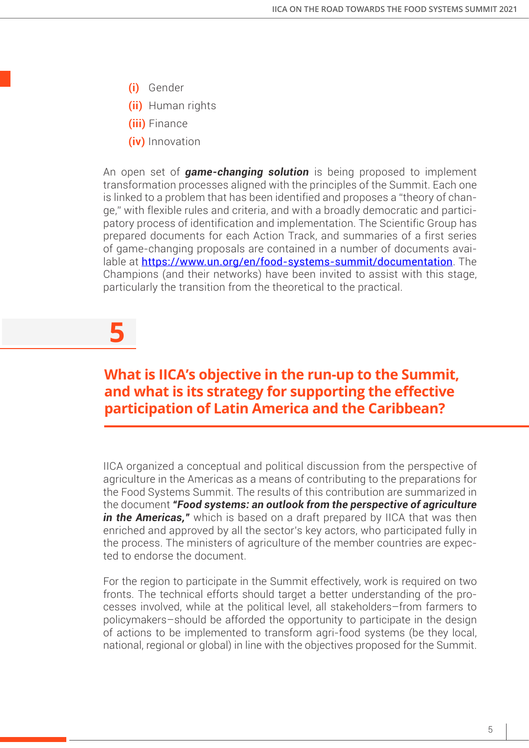- **(i)** Gender
- **(ii)** Human rights
- **(iii)** Finance
- **(iv)** Innovation

An open set of ***game-changing solution*** is being proposed to implement transformation processes aligned with the principles of the Summit. Each one is linked to a problem that has been identified and proposes a "theory of change," with flexible rules and criteria, and with a broadly democratic and participatory process of identification and implementation. The Scientific Group has prepared documents for each Action Track, and summaries of a first series of game-changing proposals are contained in a number of documents available at https://www.un.org/en/food-systems-summit/documentation. The Champions (and their networks) have been invited to assist with this stage, particularly the transition from the theoretical to the practical.

# 5

## What is IICA's objective in the run-up to the Summit, and what is its strategy for supporting the effective participation of Latin America and the Caribbean?

IICA organized a conceptual and political discussion from the perspective of agriculture in the Americas as a means of contributing to the preparations for the Food Systems Summit. The results of this contribution are summarized in the document ***"Food systems: an outlook from the perspective of agriculture in the Americas,"*** which is based on a draft prepared by IICA that was then enriched and approved by all the sector's key actors, who participated fully in the process. The ministers of agriculture of the member countries are expected to endorse the document.

For the region to participate in the Summit effectively, work is required on two fronts. The technical efforts should target a better understanding of the processes involved, while at the political level, all stakeholders–from farmers to policymakers–should be afforded the opportunity to participate in the design of actions to be implemented to transform agri-food systems (be they local, national, regional or global) in line with the objectives proposed for the Summit.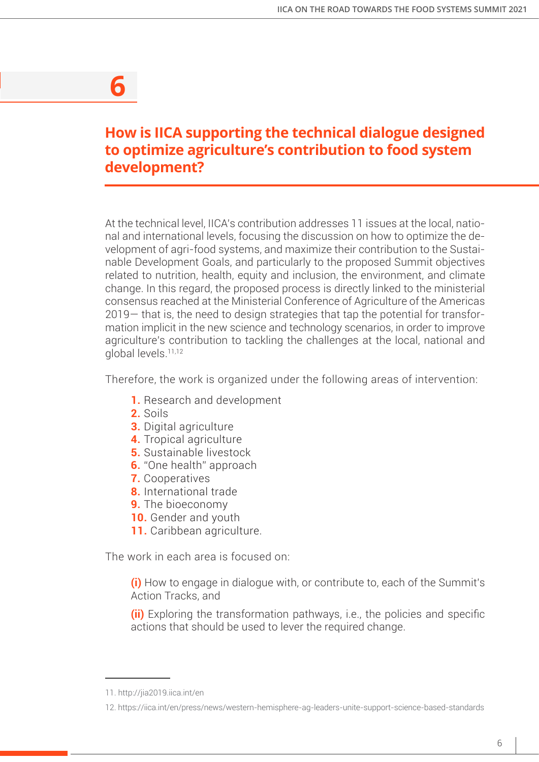# 6

## How is IICA supporting the technical dialogue designed to optimize agriculture's contribution to food system development?

At the technical level, IICA's contribution addresses 11 issues at the local, national and international levels, focusing the discussion on how to optimize the development of agri-food systems, and maximize their contribution to the Sustainable Development Goals, and particularly to the proposed Summit objectives related to nutrition, health, equity and inclusion, the environment, and climate change. In this regard, the proposed process is directly linked to the ministerial consensus reached at the Ministerial Conference of Agriculture of the Americas 2019— that is, the need to design strategies that tap the potential for transformation implicit in the new science and technology scenarios, in order to improve agriculture's contribution to tackling the challenges at the local, national and global levels.[11,12]

Therefore, the work is organized under the following areas of intervention:

1. Research and development
2. Soils
3. Digital agriculture
4. Tropical agriculture
5. Sustainable livestock
6. "One health" approach
7. Cooperatives
8. International trade
9. The bioeconomy
10. Gender and youth
11. Caribbean agriculture.

The work in each area is focused on:

**(i)** How to engage in dialogue with, or contribute to, each of the Summit's Action Tracks, and

**(ii)** Exploring the transformation pathways, i.e., the policies and specific actions that should be used to lever the required change.

---

11. http://jia2019.iica.int/en

12. https://iica.int/en/press/news/western-hemisphere-ag-leaders-unite-support-science-based-standards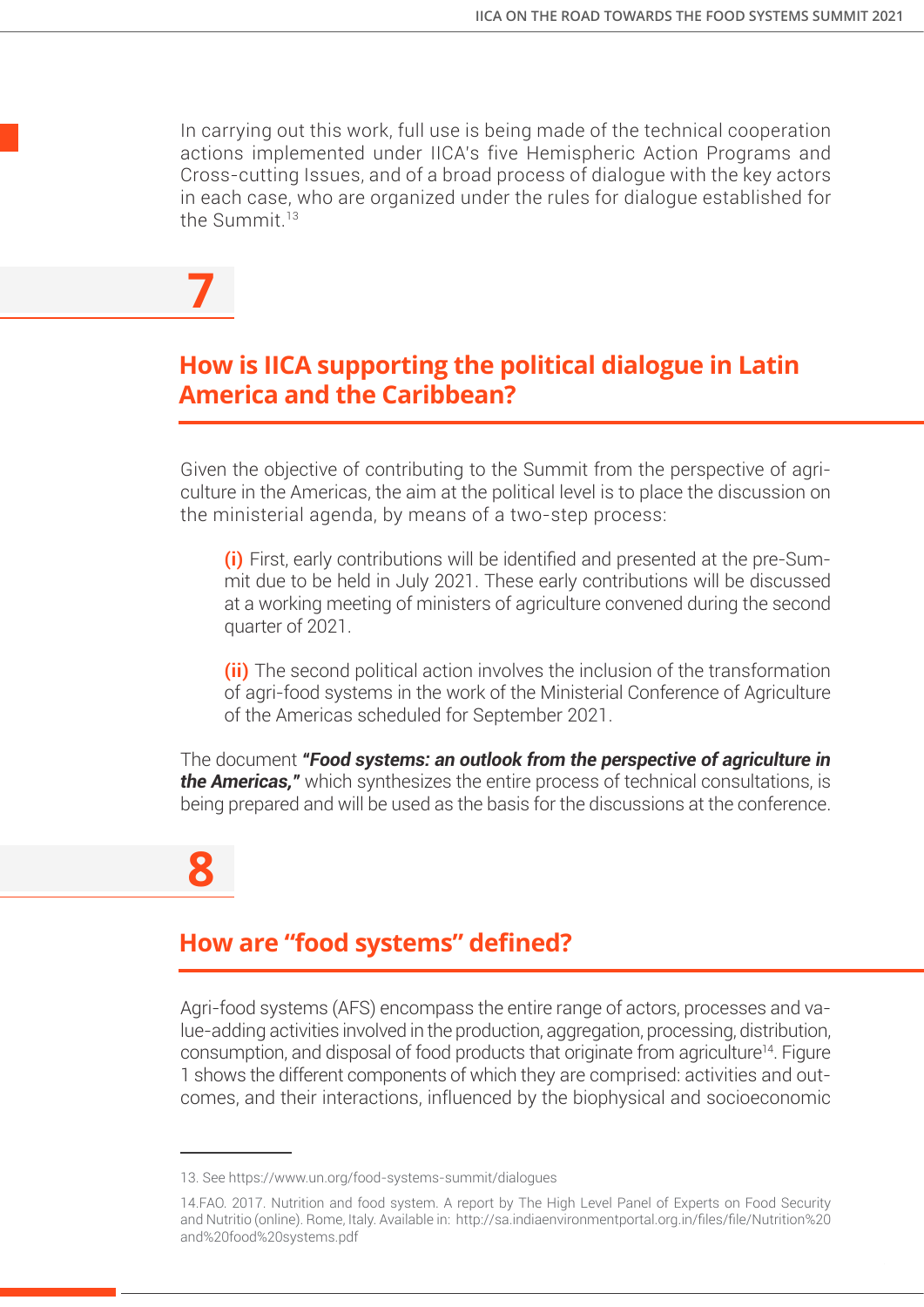In carrying out this work, full use is being made of the technical cooperation actions implemented under IICA's five Hemispheric Action Programs and Cross-cutting Issues, and of a broad process of dialogue with the key actors in each case, who are organized under the rules for dialogue established for the Summit.[13]

# 7

## How is IICA supporting the political dialogue in Latin America and the Caribbean?

Given the objective of contributing to the Summit from the perspective of agriculture in the Americas, the aim at the political level is to place the discussion on the ministerial agenda, by means of a two-step process:

**(i)** First, early contributions will be identified and presented at the pre-Summit due to be held in July 2021. These early contributions will be discussed at a working meeting of ministers of agriculture convened during the second quarter of 2021.

**(ii)** The second political action involves the inclusion of the transformation of agri-food systems in the work of the Ministerial Conference of Agriculture of the Americas scheduled for September 2021.

The document ***"Food systems: an outlook from the perspective of agriculture in the Americas,"*** which synthesizes the entire process of technical consultations, is being prepared and will be used as the basis for the discussions at the conference.

# 8

## How are "food systems" defined?

Agri-food systems (AFS) encompass the entire range of actors, processes and value-adding activities involved in the production, aggregation, processing, distribution, consumption, and disposal of food products that originate from agriculture[14]. Figure 1 shows the different components of which they are comprised: activities and outcomes, and their interactions, influenced by the biophysical and socioeconomic

---

13. See https://www.un.org/food-systems-summit/dialogues

14.FAO. 2017. Nutrition and food system. A report by The High Level Panel of Experts on Food Security and Nutritio (online). Rome, Italy. Available in: http://sa.indiaenvironmentportal.org.in/files/file/Nutrition%20and%20food%20systems.pdf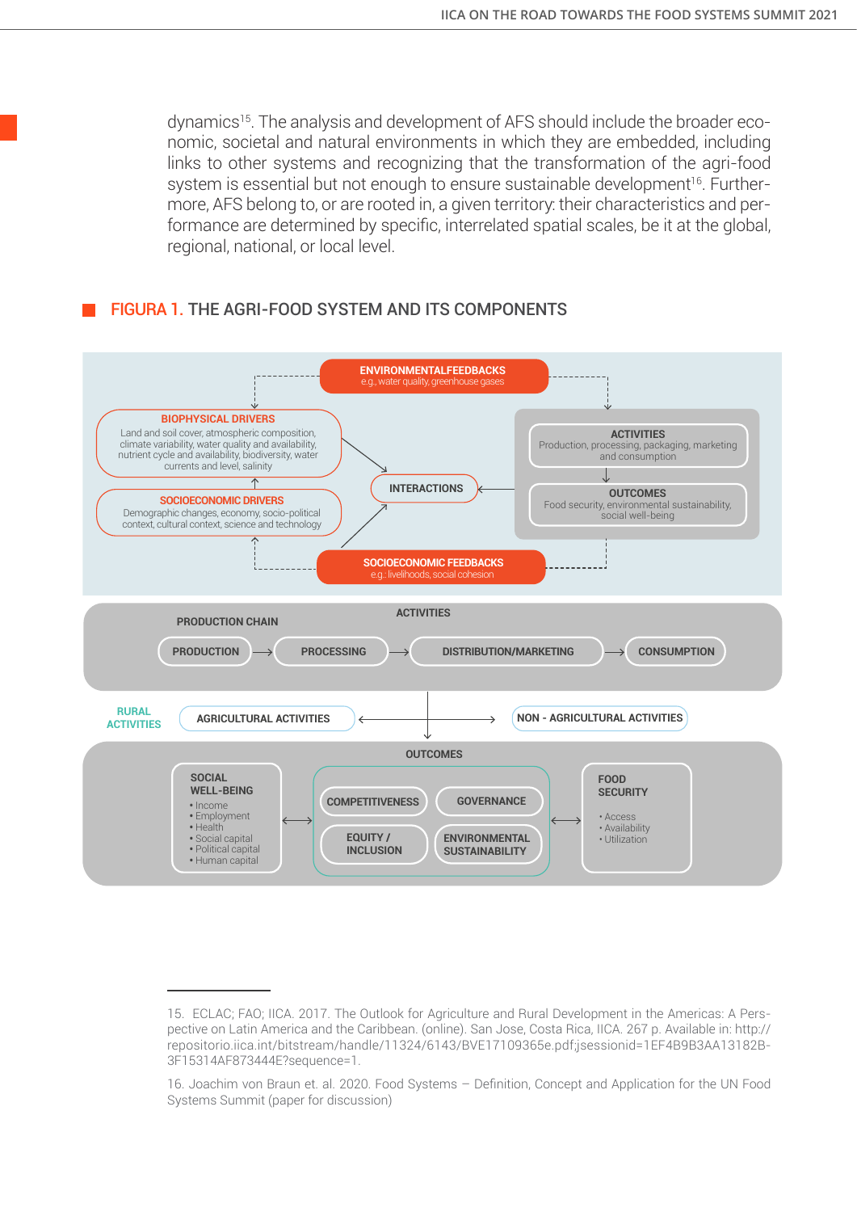dynamics[15]. The analysis and development of AFS should include the broader economic, societal and natural environments in which they are embedded, including links to other systems and recognizing that the transformation of the agri-food system is essential but not enough to ensure sustainable development[16]. Furthermore, AFS belong to, or are rooted in, a given territory: their characteristics and performance are determined by specific, interrelated spatial scales, be it at the global, regional, national, or local level.

## FIGURA 1. THE AGRI-FOOD SYSTEM AND ITS COMPONENTS

**ENVIRONMENTALFEEDBACKS**
e.g., water quality, greenhouse gases

**BIOPHYSICAL DRIVERS**
Land and soil cover, atmospheric composition, climate variability, water quality and availability, nutrient cycle and availability, biodiversity, water currents and level, salinity

**SOCIOECONOMIC DRIVERS**
Demographic changes, economy, socio-political context, cultural context, science and technology

**INTERACTIONS**

**ACTIVITIES**
Production, processing, packaging, marketing and consumption

**OUTCOMES**
Food security, environmental sustainability, social well-being

**SOCIOECONOMIC FEEDBACKS**
e.g.: livelihoods, social cohesion

**ACTIVITIES**

PRODUCTION CHAIN: PRODUCTION → PROCESSING → DISTRIBUTION/MARKETING → CONSUMPTION

RURAL ACTIVITIES: AGRICULTURAL ACTIVITIES ↔ NON - AGRICULTURAL ACTIVITIES

**OUTCOMES**

**SOCIAL WELL-BEING**
- Income
- Employment
- Health
- Social capital
- Political capital
- Human capital

COMPETITIVENESS | GOVERNANCE | EQUITY / INCLUSION | ENVIRONMENTAL SUSTAINABILITY

**FOOD SECURITY**
- Access
- Availability
- Utilization

---

15. ECLAC; FAO; IICA. 2017. The Outlook for Agriculture and Rural Development in the Americas: A Perspective on Latin America and the Caribbean. (online). San Jose, Costa Rica, IICA. 267 p. Available in: http://repositorio.iica.int/bitstream/handle/11324/6143/BVE17109365e.pdf;jsessionid=1EF4B9B3AA13182B-3F15314AF873444E?sequence=1.

16. Joachim von Braun et. al. 2020. Food Systems – Definition, Concept and Application for the UN Food Systems Summit (paper for discussion)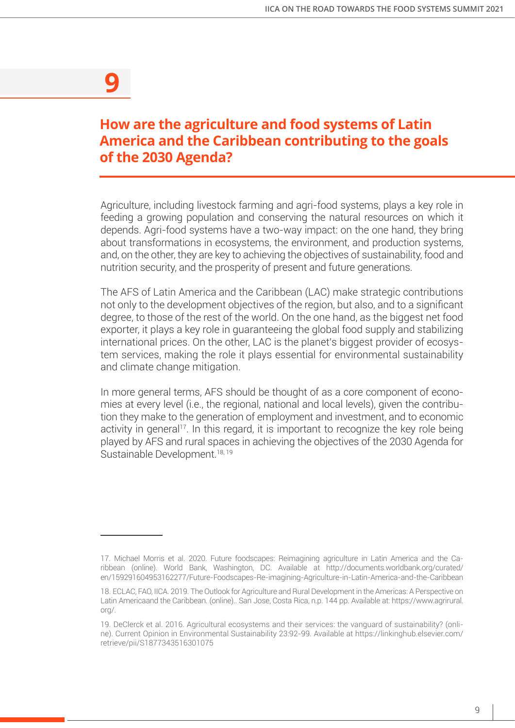# 9

## How are the agriculture and food systems of Latin America and the Caribbean contributing to the goals of the 2030 Agenda?

Agriculture, including livestock farming and agri-food systems, plays a key role in feeding a growing population and conserving the natural resources on which it depends. Agri-food systems have a two-way impact: on the one hand, they bring about transformations in ecosystems, the environment, and production systems, and, on the other, they are key to achieving the objectives of sustainability, food and nutrition security, and the prosperity of present and future generations.

The AFS of Latin America and the Caribbean (LAC) make strategic contributions not only to the development objectives of the region, but also, and to a significant degree, to those of the rest of the world. On the one hand, as the biggest net food exporter, it plays a key role in guaranteeing the global food supply and stabilizing international prices. On the other, LAC is the planet's biggest provider of ecosystem services, making the role it plays essential for environmental sustainability and climate change mitigation.

In more general terms, AFS should be thought of as a core component of economies at every level (i.e., the regional, national and local levels), given the contribution they make to the generation of employment and investment, and to economic activity in general[17]. In this regard, it is important to recognize the key role being played by AFS and rural spaces in achieving the objectives of the 2030 Agenda for Sustainable Development.[18, 19]

---

17. Michael Morris et al. 2020. Future foodscapes: Reimagining agriculture in Latin America and the Caribbean (online). World Bank, Washington, DC. Available at http://documents.worldbank.org/curated/en/159291604953162277/Future-Foodscapes-Re-imagining-Agriculture-in-Latin-America-and-the-Caribbean

18. ECLAC, FAO, IICA. 2019. The Outlook for Agriculture and Rural Development in the Americas: A Perspective on Latin Americaand the Caribbean. (online).. San Jose, Costa Rica, n.p. 144 pp. Available at: https://www.agrirural.org/.

19. DeClerck et al. 2016. Agricultural ecosystems and their services: the vanguard of sustainability? (online). Current Opinion in Environmental Sustainability 23:92-99. Available at https://linkinghub.elsevier.com/retrieve/pii/S1877343516301075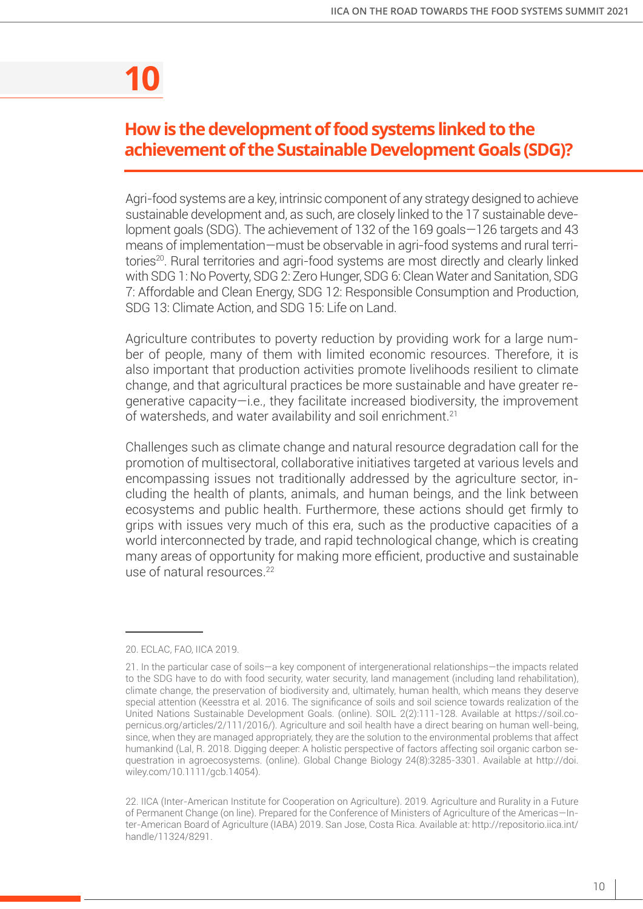# 10

## How is the development of food systems linked to the achievement of the Sustainable Development Goals (SDG)?

Agri-food systems are a key, intrinsic component of any strategy designed to achieve sustainable development and, as such, are closely linked to the 17 sustainable development goals (SDG). The achievement of 132 of the 169 goals—126 targets and 43 means of implementation—must be observable in agri-food systems and rural territories[20]. Rural territories and agri-food systems are most directly and clearly linked with SDG 1: No Poverty, SDG 2: Zero Hunger, SDG 6: Clean Water and Sanitation, SDG 7: Affordable and Clean Energy, SDG 12: Responsible Consumption and Production, SDG 13: Climate Action, and SDG 15: Life on Land.

Agriculture contributes to poverty reduction by providing work for a large number of people, many of them with limited economic resources. Therefore, it is also important that production activities promote livelihoods resilient to climate change, and that agricultural practices be more sustainable and have greater regenerative capacity—i.e., they facilitate increased biodiversity, the improvement of watersheds, and water availability and soil enrichment.[21]

Challenges such as climate change and natural resource degradation call for the promotion of multisectoral, collaborative initiatives targeted at various levels and encompassing issues not traditionally addressed by the agriculture sector, including the health of plants, animals, and human beings, and the link between ecosystems and public health. Furthermore, these actions should get firmly to grips with issues very much of this era, such as the productive capacities of a world interconnected by trade, and rapid technological change, which is creating many areas of opportunity for making more efficient, productive and sustainable use of natural resources.[22]

---

20. ECLAC, FAO, IICA 2019.

21. In the particular case of soils—a key component of intergenerational relationships—the impacts related to the SDG have to do with food security, water security, land management (including land rehabilitation), climate change, the preservation of biodiversity and, ultimately, human health, which means they deserve special attention (Keesstra et al. 2016. The significance of soils and soil science towards realization of the United Nations Sustainable Development Goals. (online). SOIL 2(2):111-128. Available at https://soil.copernicus.org/articles/2/111/2016/). Agriculture and soil health have a direct bearing on human well-being, since, when they are managed appropriately, they are the solution to the environmental problems that affect humankind (Lal, R. 2018. Digging deeper: A holistic perspective of factors affecting soil organic carbon sequestration in agroecosystems. (online). Global Change Biology 24(8):3285-3301. Available at http://doi.wiley.com/10.1111/gcb.14054).

22. IICA (Inter-American Institute for Cooperation on Agriculture). 2019. Agriculture and Rurality in a Future of Permanent Change (on line). Prepared for the Conference of Ministers of Agriculture of the Americas—Inter-American Board of Agriculture (IABA) 2019. San Jose, Costa Rica. Available at: http://repositorio.iica.int/handle/11324/8291.